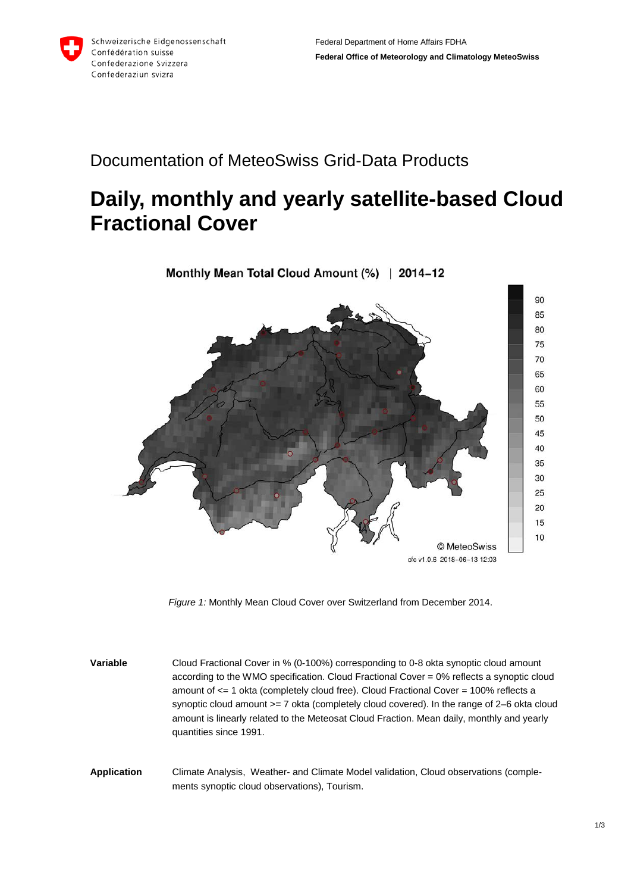Schweizerische Eidgenossenschaft
Confédération suisse
Confederazione Svizzera
Confederaziun svizra

Federal Department of Home Affairs FDHA
**Federal Office of Meteorology and Climatology MeteoSwiss**

Documentation of MeteoSwiss Grid-Data Products

# Daily, monthly and yearly satellite-based Cloud Fractional Cover

*Figure 1:* Monthly Mean Cloud Cover over Switzerland from December 2014.

**Variable**

Cloud Fractional Cover in % (0-100%) corresponding to 0-8 okta synoptic cloud amount according to the WMO specification. Cloud Fractional Cover = 0% reflects a synoptic cloud amount of <= 1 okta (completely cloud free). Cloud Fractional Cover = 100% reflects a synoptic cloud amount >= 7 okta (completely cloud covered). In the range of 2–6 okta cloud amount is linearly related to the Meteosat Cloud Fraction. Mean daily, monthly and yearly quantities since 1991.

**Application**

Climate Analysis, Weather- and Climate Model validation, Cloud observations (complements synoptic cloud observations), Tourism.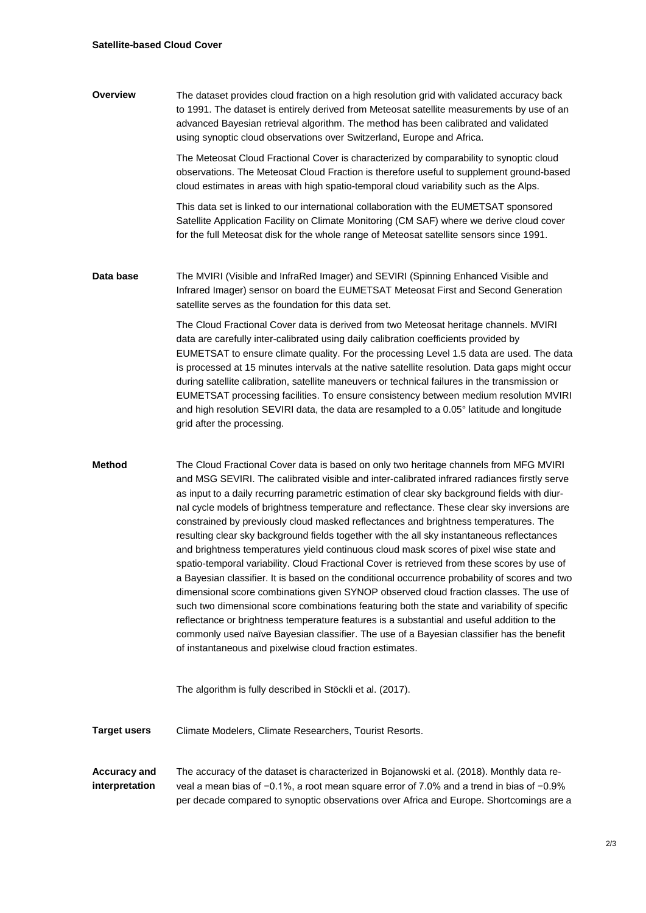**Satellite-based Cloud Cover**

**Overview**

The dataset provides cloud fraction on a high resolution grid with validated accuracy back to 1991. The dataset is entirely derived from Meteosat satellite measurements by use of an advanced Bayesian retrieval algorithm. The method has been calibrated and validated using synoptic cloud observations over Switzerland, Europe and Africa.

The Meteosat Cloud Fractional Cover is characterized by comparability to synoptic cloud observations. The Meteosat Cloud Fraction is therefore useful to supplement ground-based cloud estimates in areas with high spatio-temporal cloud variability such as the Alps.

This data set is linked to our international collaboration with the EUMETSAT sponsored Satellite Application Facility on Climate Monitoring (CM SAF) where we derive cloud cover for the full Meteosat disk for the whole range of Meteosat satellite sensors since 1991.

**Data base**

The MVIRI (Visible and InfraRed Imager) and SEVIRI (Spinning Enhanced Visible and Infrared Imager) sensor on board the EUMETSAT Meteosat First and Second Generation satellite serves as the foundation for this data set.

The Cloud Fractional Cover data is derived from two Meteosat heritage channels. MVIRI data are carefully inter-calibrated using daily calibration coefficients provided by EUMETSAT to ensure climate quality. For the processing Level 1.5 data are used. The data is processed at 15 minutes intervals at the native satellite resolution. Data gaps might occur during satellite calibration, satellite maneuvers or technical failures in the transmission or EUMETSAT processing facilities. To ensure consistency between medium resolution MVIRI and high resolution SEVIRI data, the data are resampled to a 0.05° latitude and longitude grid after the processing.

**Method**

The Cloud Fractional Cover data is based on only two heritage channels from MFG MVIRI and MSG SEVIRI. The calibrated visible and inter-calibrated infrared radiances firstly serve as input to a daily recurring parametric estimation of clear sky background fields with diurnal cycle models of brightness temperature and reflectance. These clear sky inversions are constrained by previously cloud masked reflectances and brightness temperatures. The resulting clear sky background fields together with the all sky instantaneous reflectances and brightness temperatures yield continuous cloud mask scores of pixel wise state and spatio-temporal variability. Cloud Fractional Cover is retrieved from these scores by use of a Bayesian classifier. It is based on the conditional occurrence probability of scores and two dimensional score combinations given SYNOP observed cloud fraction classes. The use of such two dimensional score combinations featuring both the state and variability of specific reflectance or brightness temperature features is a substantial and useful addition to the commonly used naïve Bayesian classifier. The use of a Bayesian classifier has the benefit of instantaneous and pixelwise cloud fraction estimates.

The algorithm is fully described in Stöckli et al. (2017).

**Target users**

Climate Modelers, Climate Researchers, Tourist Resorts.

**Accuracy and interpretation**

The accuracy of the dataset is characterized in Bojanowski et al. (2018). Monthly data reveal a mean bias of −0.1%, a root mean square error of 7.0% and a trend in bias of −0.9% per decade compared to synoptic observations over Africa and Europe. Shortcomings are a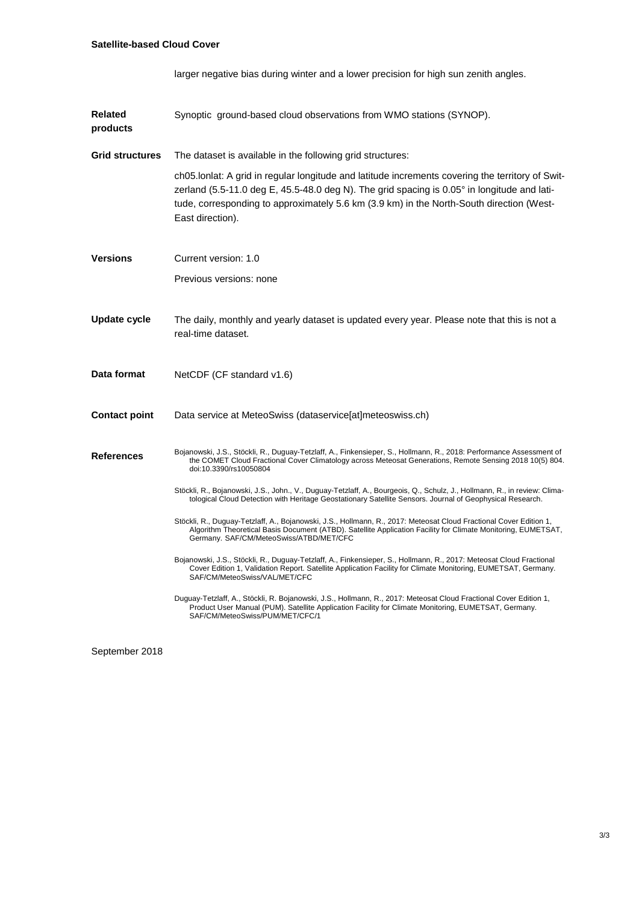larger negative bias during winter and a lower precision for high sun zenith angles.

**Related products**

Synoptic ground-based cloud observations from WMO stations (SYNOP).

**Grid structures**

The dataset is available in the following grid structures:

ch05.lonlat: A grid in regular longitude and latitude increments covering the territory of Switzerland (5.5-11.0 deg E, 45.5-48.0 deg N). The grid spacing is 0.05° in longitude and latitude, corresponding to approximately 5.6 km (3.9 km) in the North-South direction (West-East direction).

**Versions**

Current version: 1.0

Previous versions: none

**Update cycle**

The daily, monthly and yearly dataset is updated every year. Please note that this is not a real-time dataset.

**Data format**

NetCDF (CF standard v1.6)

**Contact point**

Data service at MeteoSwiss (dataservice[at]meteoswiss.ch)

**References**

Bojanowski, J.S., Stöckli, R., Duguay-Tetzlaff, A., Finkensieper, S., Hollmann, R., 2018: Performance Assessment of the COMET Cloud Fractional Cover Climatology across Meteosat Generations, Remote Sensing 2018 10(5) 804. doi:10.3390/rs10050804

Stöckli, R., Bojanowski, J.S., John., V., Duguay-Tetzlaff, A., Bourgeois, Q., Schulz, J., Hollmann, R., in review: Climatological Cloud Detection with Heritage Geostationary Satellite Sensors. Journal of Geophysical Research.

Stöckli, R., Duguay-Tetzlaff, A., Bojanowski, J.S., Hollmann, R., 2017: Meteosat Cloud Fractional Cover Edition 1, Algorithm Theoretical Basis Document (ATBD). Satellite Application Facility for Climate Monitoring, EUMETSAT, Germany. SAF/CM/MeteoSwiss/ATBD/MET/CFC

Bojanowski, J.S., Stöckli, R., Duguay-Tetzlaff, A., Finkensieper, S., Hollmann, R., 2017: Meteosat Cloud Fractional Cover Edition 1, Validation Report. Satellite Application Facility for Climate Monitoring, EUMETSAT, Germany. SAF/CM/MeteoSwiss/VAL/MET/CFC

Duguay-Tetzlaff, A., Stöckli, R. Bojanowski, J.S., Hollmann, R., 2017: Meteosat Cloud Fractional Cover Edition 1, Product User Manual (PUM). Satellite Application Facility for Climate Monitoring, EUMETSAT, Germany. SAF/CM/MeteoSwiss/PUM/MET/CFC/1

September 2018